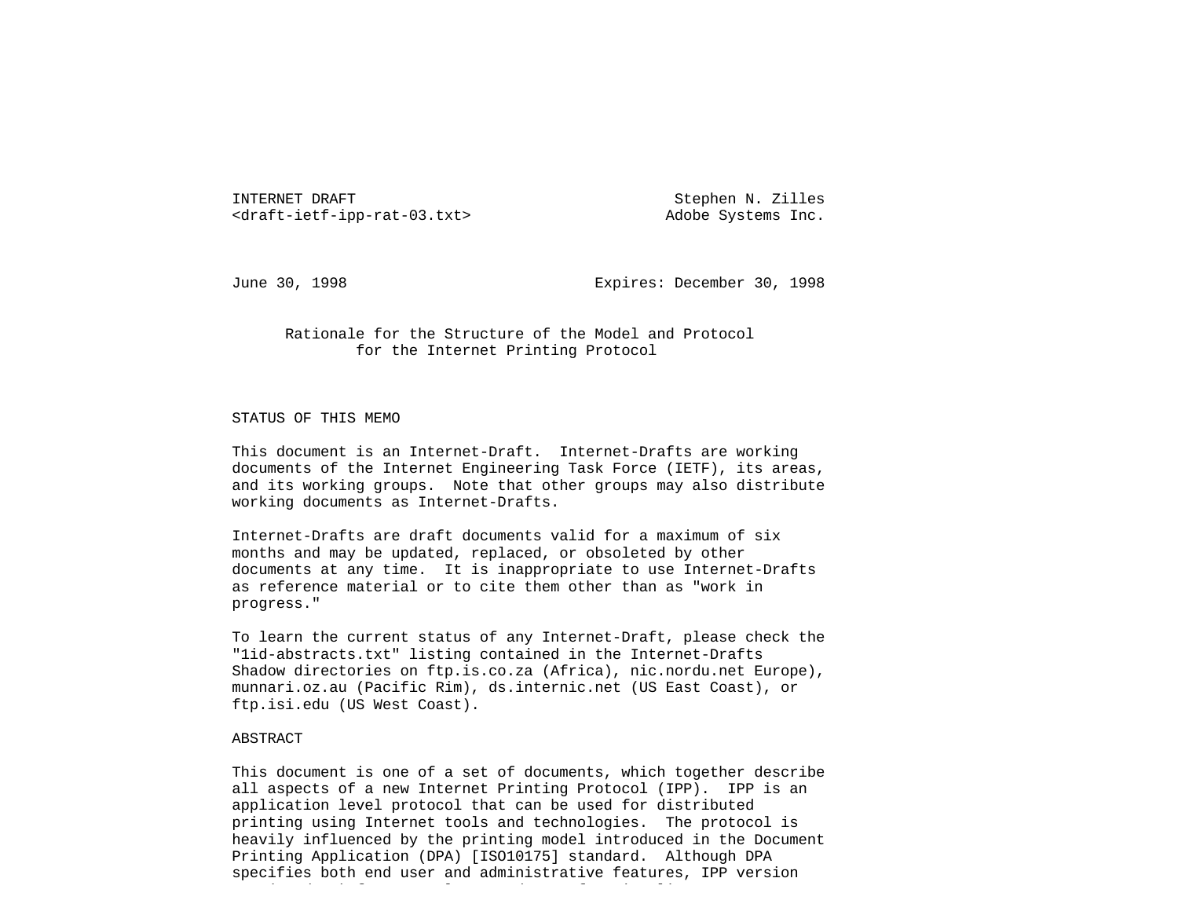INTERNET DRAFT Stephen N. Zilles
<draft-ietf-ipp-rat-03.txt> Adobe Systems Inc.

June 30, 1998 Expires: December 30, 1998

# Rationale for the Structure of the Model and Protocol for the Internet Printing Protocol

## STATUS OF THIS MEMO

This document is an Internet-Draft. Internet-Drafts are working documents of the Internet Engineering Task Force (IETF), its areas, and its working groups. Note that other groups may also distribute working documents as Internet-Drafts.

Internet-Drafts are draft documents valid for a maximum of six months and may be updated, replaced, or obsoleted by other documents at any time. It is inappropriate to use Internet-Drafts as reference material or to cite them other than as "work in progress."

To learn the current status of any Internet-Draft, please check the "1id-abstracts.txt" listing contained in the Internet-Drafts Shadow directories on ftp.is.co.za (Africa), nic.nordu.net Europe), munnari.oz.au (Pacific Rim), ds.internic.net (US East Coast), or ftp.isi.edu (US West Coast).

## ABSTRACT

This document is one of a set of documents, which together describe all aspects of a new Internet Printing Protocol (IPP). IPP is an application level protocol that can be used for distributed printing using Internet tools and technologies. The protocol is heavily influenced by the printing model introduced in the Document Printing Application (DPA) [ISO10175] standard. Although DPA specifies both end user and administrative features, IPP version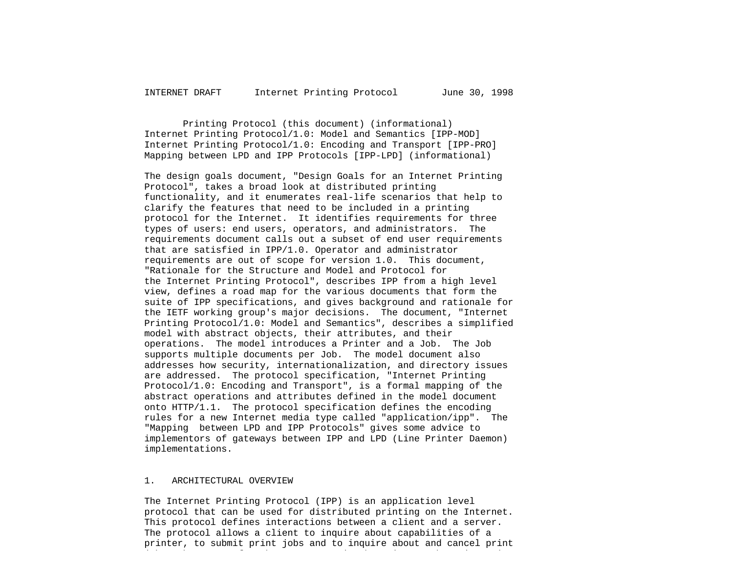Printing Protocol (this document) (informational)
Internet Printing Protocol/1.0: Model and Semantics [IPP-MOD]
Internet Printing Protocol/1.0: Encoding and Transport [IPP-PRO]
Mapping between LPD and IPP Protocols [IPP-LPD] (informational)

The design goals document, "Design Goals for an Internet Printing Protocol", takes a broad look at distributed printing functionality, and it enumerates real-life scenarios that help to clarify the features that need to be included in a printing protocol for the Internet. It identifies requirements for three types of users: end users, operators, and administrators. The requirements document calls out a subset of end user requirements that are satisfied in IPP/1.0. Operator and administrator requirements are out of scope for version 1.0. This document, "Rationale for the Structure and Model and Protocol for the Internet Printing Protocol", describes IPP from a high level view, defines a road map for the various documents that form the suite of IPP specifications, and gives background and rationale for the IETF working group's major decisions. The document, "Internet Printing Protocol/1.0: Model and Semantics", describes a simplified model with abstract objects, their attributes, and their operations. The model introduces a Printer and a Job. The Job supports multiple documents per Job. The model document also addresses how security, internationalization, and directory issues are addressed. The protocol specification, "Internet Printing Protocol/1.0: Encoding and Transport", is a formal mapping of the abstract operations and attributes defined in the model document onto HTTP/1.1. The protocol specification defines the encoding rules for a new Internet media type called "application/ipp". The "Mapping between LPD and IPP Protocols" gives some advice to implementors of gateways between IPP and LPD (Line Printer Daemon) implementations.

## 1. ARCHITECTURAL OVERVIEW

The Internet Printing Protocol (IPP) is an application level protocol that can be used for distributed printing on the Internet. This protocol defines interactions between a client and a server. The protocol allows a client to inquire about capabilities of a printer, to submit print jobs and to inquire about and cancel print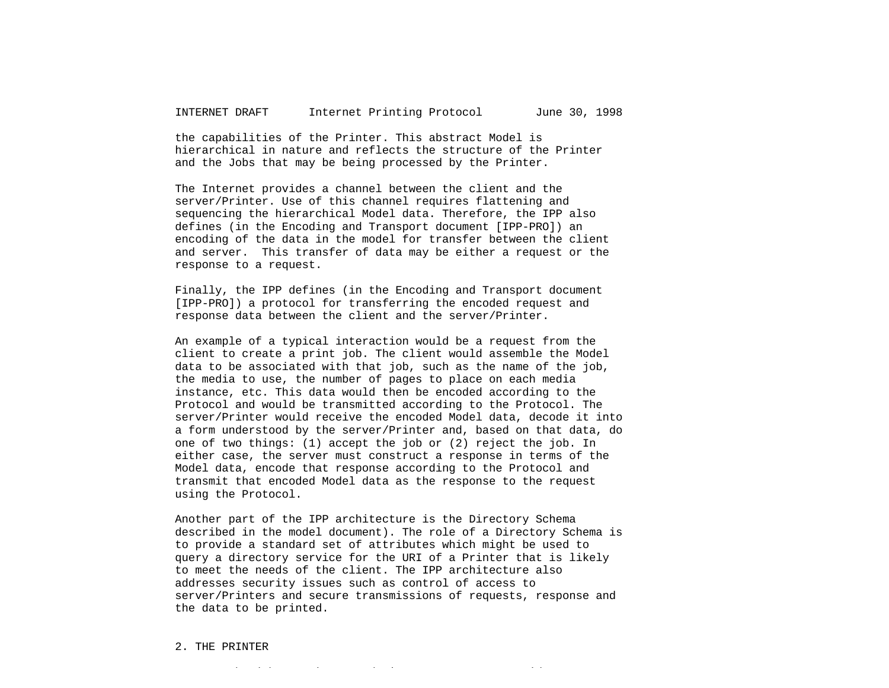the capabilities of the Printer. This abstract Model is hierarchical in nature and reflects the structure of the Printer and the Jobs that may be being processed by the Printer.

The Internet provides a channel between the client and the server/Printer. Use of this channel requires flattening and sequencing the hierarchical Model data. Therefore, the IPP also defines (in the Encoding and Transport document [IPP-PRO]) an encoding of the data in the model for transfer between the client and server.  This transfer of data may be either a request or the response to a request.

Finally, the IPP defines (in the Encoding and Transport document [IPP-PRO]) a protocol for transferring the encoded request and response data between the client and the server/Printer.

An example of a typical interaction would be a request from the client to create a print job. The client would assemble the Model data to be associated with that job, such as the name of the job, the media to use, the number of pages to place on each media instance, etc. This data would then be encoded according to the Protocol and would be transmitted according to the Protocol. The server/Printer would receive the encoded Model data, decode it into a form understood by the server/Printer and, based on that data, do one of two things: (1) accept the job or (2) reject the job. In either case, the server must construct a response in terms of the Model data, encode that response according to the Protocol and transmit that encoded Model data as the response to the request using the Protocol.

Another part of the IPP architecture is the Directory Schema described in the model document). The role of a Directory Schema is to provide a standard set of attributes which might be used to query a directory service for the URI of a Printer that is likely to meet the needs of the client. The IPP architecture also addresses security issues such as control of access to server/Printers and secure transmissions of requests, response and the data to be printed.

## 2. THE PRINTER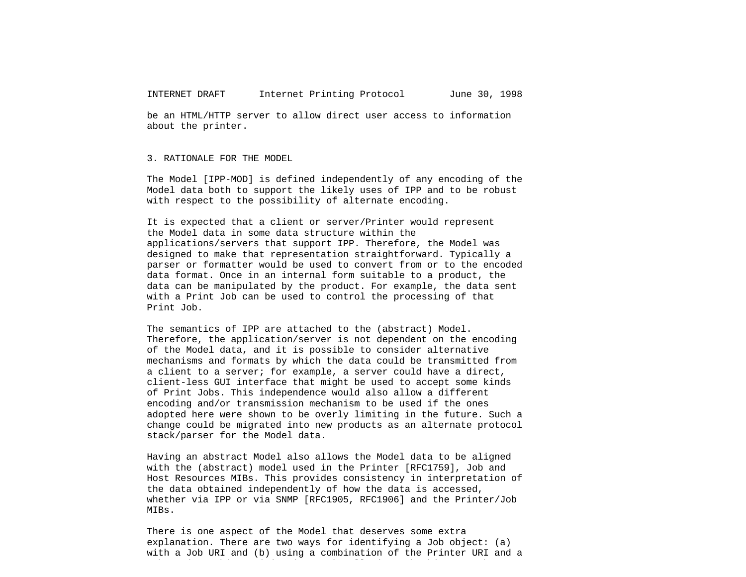be an HTML/HTTP server to allow direct user access to information about the printer.

## 3. RATIONALE FOR THE MODEL

The Model [IPP-MOD] is defined independently of any encoding of the Model data both to support the likely uses of IPP and to be robust with respect to the possibility of alternate encoding.

It is expected that a client or server/Printer would represent the Model data in some data structure within the applications/servers that support IPP. Therefore, the Model was designed to make that representation straightforward. Typically a parser or formatter would be used to convert from or to the encoded data format. Once in an internal form suitable to a product, the data can be manipulated by the product. For example, the data sent with a Print Job can be used to control the processing of that Print Job.

The semantics of IPP are attached to the (abstract) Model. Therefore, the application/server is not dependent on the encoding of the Model data, and it is possible to consider alternative mechanisms and formats by which the data could be transmitted from a client to a server; for example, a server could have a direct, client-less GUI interface that might be used to accept some kinds of Print Jobs. This independence would also allow a different encoding and/or transmission mechanism to be used if the ones adopted here were shown to be overly limiting in the future. Such a change could be migrated into new products as an alternate protocol stack/parser for the Model data.

Having an abstract Model also allows the Model data to be aligned with the (abstract) model used in the Printer [RFC1759], Job and Host Resources MIBs. This provides consistency in interpretation of the data obtained independently of how the data is accessed, whether via IPP or via SNMP [RFC1905, RFC1906] and the Printer/Job MIBs.

There is one aspect of the Model that deserves some extra explanation. There are two ways for identifying a Job object: (a) with a Job URI and (b) using a combination of the Printer URI and a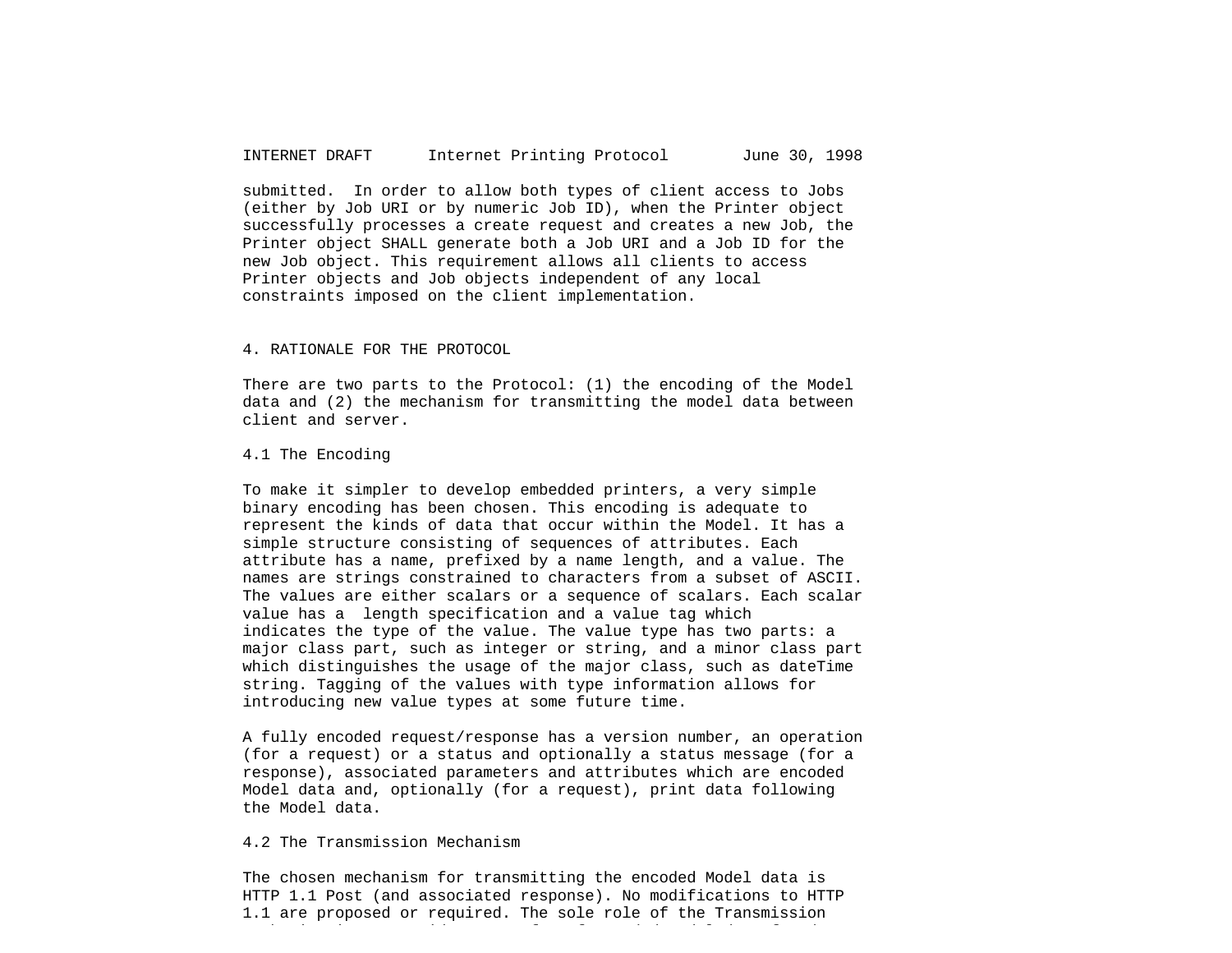submitted. In order to allow both types of client access to Jobs (either by Job URI or by numeric Job ID), when the Printer object successfully processes a create request and creates a new Job, the Printer object SHALL generate both a Job URI and a Job ID for the new Job object. This requirement allows all clients to access Printer objects and Job objects independent of any local constraints imposed on the client implementation.

## 4. RATIONALE FOR THE PROTOCOL

There are two parts to the Protocol: (1) the encoding of the Model data and (2) the mechanism for transmitting the model data between client and server.

### 4.1 The Encoding

To make it simpler to develop embedded printers, a very simple binary encoding has been chosen. This encoding is adequate to represent the kinds of data that occur within the Model. It has a simple structure consisting of sequences of attributes. Each attribute has a name, prefixed by a name length, and a value. The names are strings constrained to characters from a subset of ASCII. The values are either scalars or a sequence of scalars. Each scalar value has a length specification and a value tag which indicates the type of the value. The value type has two parts: a major class part, such as integer or string, and a minor class part which distinguishes the usage of the major class, such as dateTime string. Tagging of the values with type information allows for introducing new value types at some future time.

A fully encoded request/response has a version number, an operation (for a request) or a status and optionally a status message (for a response), associated parameters and attributes which are encoded Model data and, optionally (for a request), print data following the Model data.

### 4.2 The Transmission Mechanism

The chosen mechanism for transmitting the encoded Model data is HTTP 1.1 Post (and associated response). No modifications to HTTP 1.1 are proposed or required. The sole role of the Transmission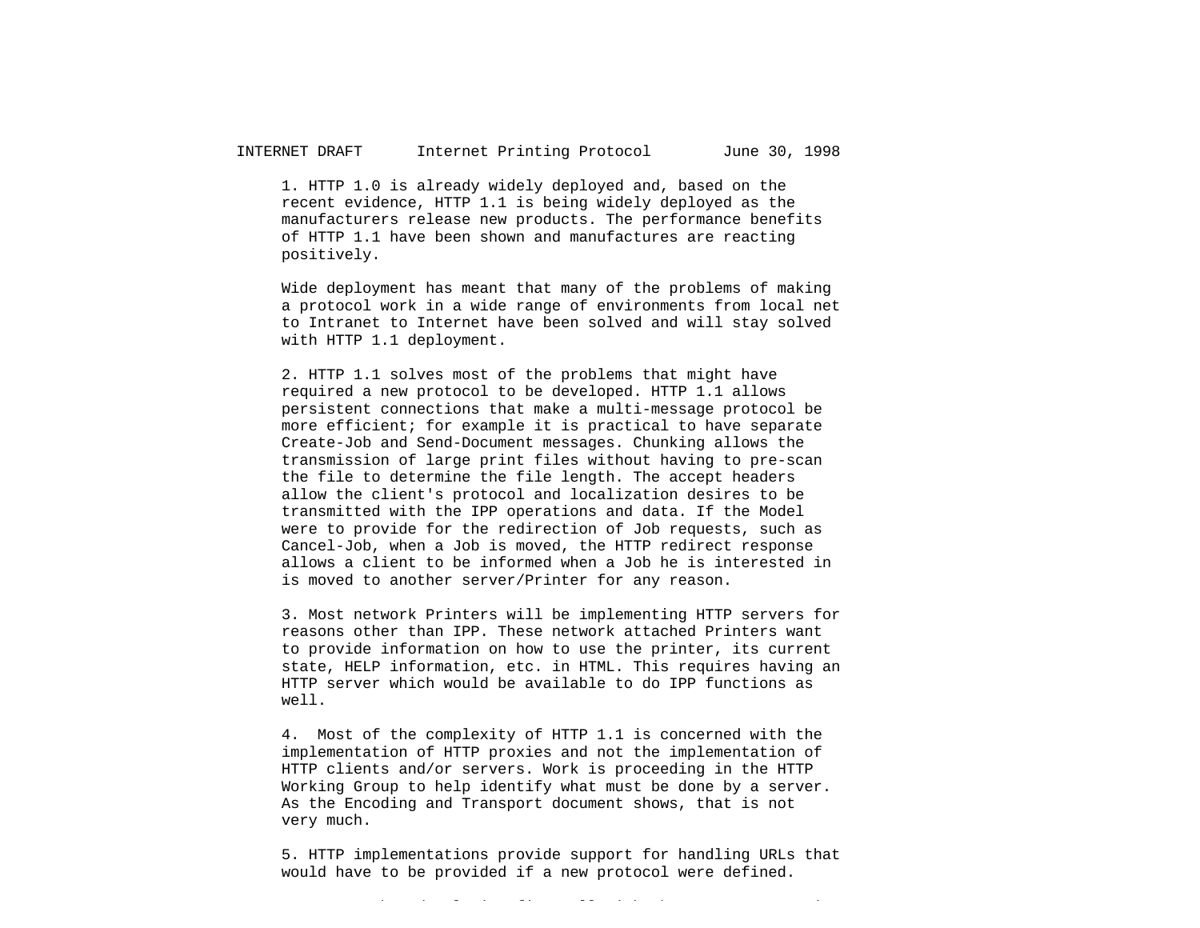1. HTTP 1.0 is already widely deployed and, based on the recent evidence, HTTP 1.1 is being widely deployed as the manufacturers release new products. The performance benefits of HTTP 1.1 have been shown and manufactures are reacting positively.

   Wide deployment has meant that many of the problems of making a protocol work in a wide range of environments from local net to Intranet to Internet have been solved and will stay solved with HTTP 1.1 deployment.

2. HTTP 1.1 solves most of the problems that might have required a new protocol to be developed. HTTP 1.1 allows persistent connections that make a multi-message protocol be more efficient; for example it is practical to have separate Create-Job and Send-Document messages. Chunking allows the transmission of large print files without having to pre-scan the file to determine the file length. The accept headers allow the client's protocol and localization desires to be transmitted with the IPP operations and data. If the Model were to provide for the redirection of Job requests, such as Cancel-Job, when a Job is moved, the HTTP redirect response allows a client to be informed when a Job he is interested in is moved to another server/Printer for any reason.

3. Most network Printers will be implementing HTTP servers for reasons other than IPP. These network attached Printers want to provide information on how to use the printer, its current state, HELP information, etc. in HTML. This requires having an HTTP server which would be available to do IPP functions as well.

4. Most of the complexity of HTTP 1.1 is concerned with the implementation of HTTP proxies and not the implementation of HTTP clients and/or servers. Work is proceeding in the HTTP Working Group to help identify what must be done by a server. As the Encoding and Transport document shows, that is not very much.

5. HTTP implementations provide support for handling URLs that would have to be provided if a new protocol were defined.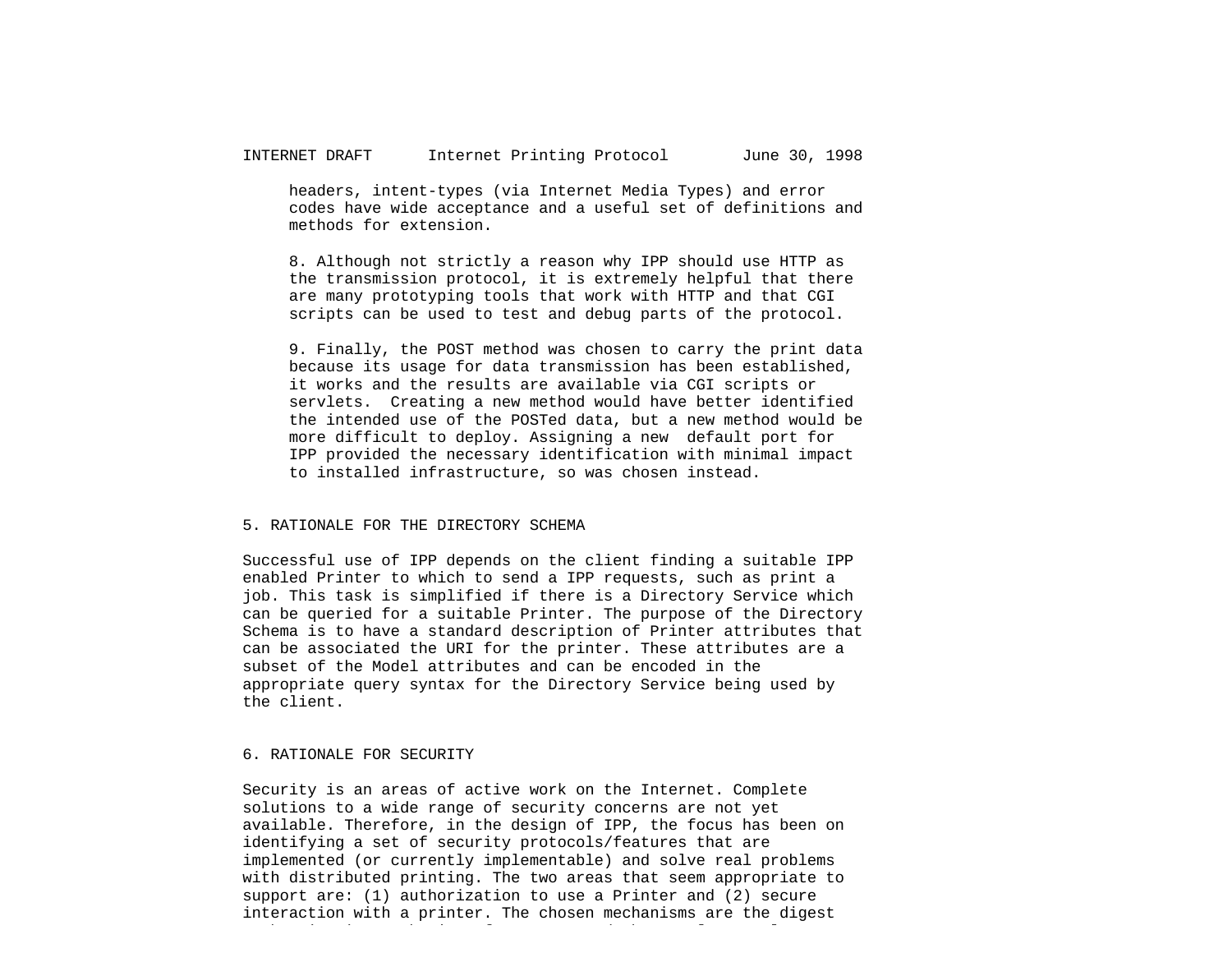headers, intent-types (via Internet Media Types) and error codes have wide acceptance and a useful set of definitions and methods for extension.

8. Although not strictly a reason why IPP should use HTTP as the transmission protocol, it is extremely helpful that there are many prototyping tools that work with HTTP and that CGI scripts can be used to test and debug parts of the protocol.

9. Finally, the POST method was chosen to carry the print data because its usage for data transmission has been established, it works and the results are available via CGI scripts or servlets. Creating a new method would have better identified the intended use of the POSTed data, but a new method would be more difficult to deploy. Assigning a new default port for IPP provided the necessary identification with minimal impact to installed infrastructure, so was chosen instead.

## 5. RATIONALE FOR THE DIRECTORY SCHEMA

Successful use of IPP depends on the client finding a suitable IPP enabled Printer to which to send a IPP requests, such as print a job. This task is simplified if there is a Directory Service which can be queried for a suitable Printer. The purpose of the Directory Schema is to have a standard description of Printer attributes that can be associated the URI for the printer. These attributes are a subset of the Model attributes and can be encoded in the appropriate query syntax for the Directory Service being used by the client.

## 6. RATIONALE FOR SECURITY

Security is an areas of active work on the Internet. Complete solutions to a wide range of security concerns are not yet available. Therefore, in the design of IPP, the focus has been on identifying a set of security protocols/features that are implemented (or currently implementable) and solve real problems with distributed printing. The two areas that seem appropriate to support are: (1) authorization to use a Printer and (2) secure interaction with a printer. The chosen mechanisms are the digest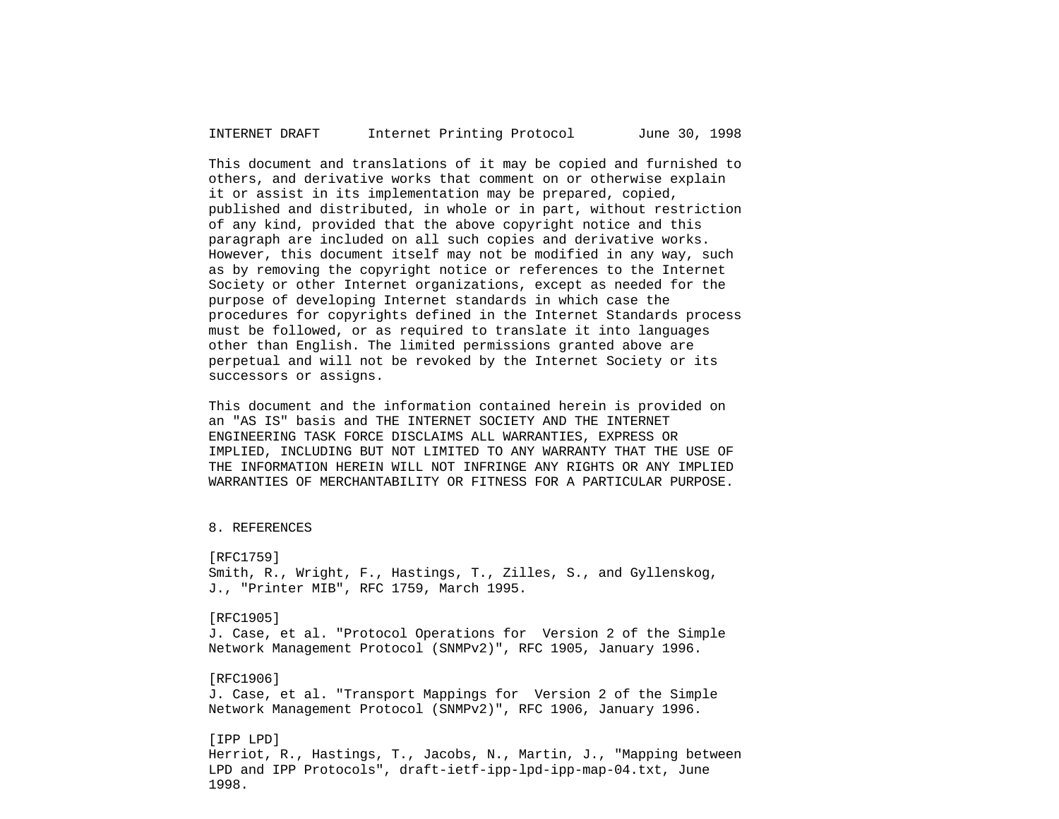This document and translations of it may be copied and furnished to others, and derivative works that comment on or otherwise explain it or assist in its implementation may be prepared, copied, published and distributed, in whole or in part, without restriction of any kind, provided that the above copyright notice and this paragraph are included on all such copies and derivative works. However, this document itself may not be modified in any way, such as by removing the copyright notice or references to the Internet Society or other Internet organizations, except as needed for the purpose of developing Internet standards in which case the procedures for copyrights defined in the Internet Standards process must be followed, or as required to translate it into languages other than English. The limited permissions granted above are perpetual and will not be revoked by the Internet Society or its successors or assigns.

This document and the information contained herein is provided on an "AS IS" basis and THE INTERNET SOCIETY AND THE INTERNET ENGINEERING TASK FORCE DISCLAIMS ALL WARRANTIES, EXPRESS OR IMPLIED, INCLUDING BUT NOT LIMITED TO ANY WARRANTY THAT THE USE OF THE INFORMATION HEREIN WILL NOT INFRINGE ANY RIGHTS OR ANY IMPLIED WARRANTIES OF MERCHANTABILITY OR FITNESS FOR A PARTICULAR PURPOSE.

## 8. REFERENCES

[RFC1759]
Smith, R., Wright, F., Hastings, T., Zilles, S., and Gyllenskog, J., "Printer MIB", RFC 1759, March 1995.

[RFC1905]
J. Case, et al. "Protocol Operations for Version 2 of the Simple Network Management Protocol (SNMPv2)", RFC 1905, January 1996.

[RFC1906]
J. Case, et al. "Transport Mappings for Version 2 of the Simple Network Management Protocol (SNMPv2)", RFC 1906, January 1996.

[IPP LPD]
Herriot, R., Hastings, T., Jacobs, N., Martin, J., "Mapping between LPD and IPP Protocols", draft-ietf-ipp-lpd-ipp-map-04.txt, June 1998.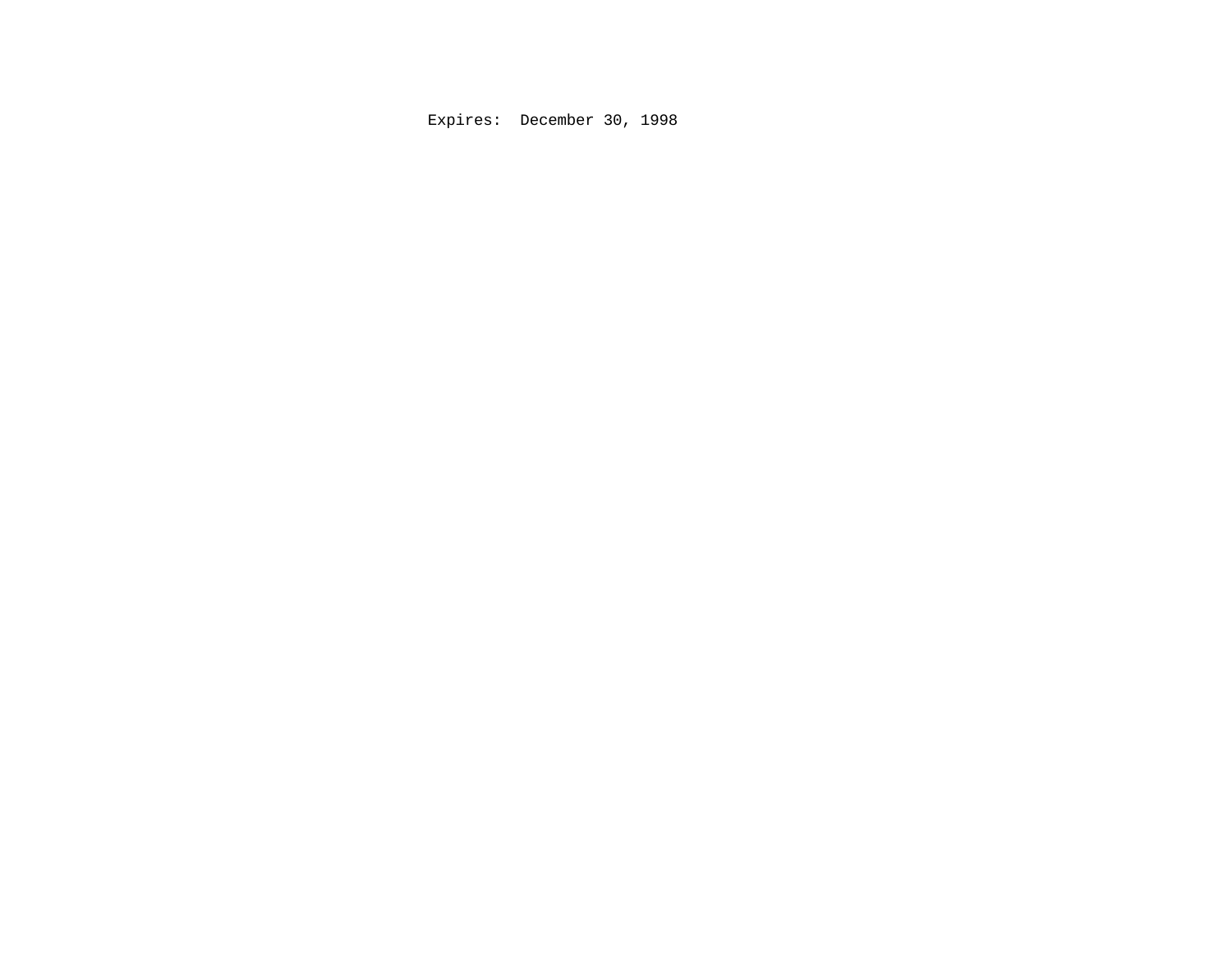Expires:  December 30, 1998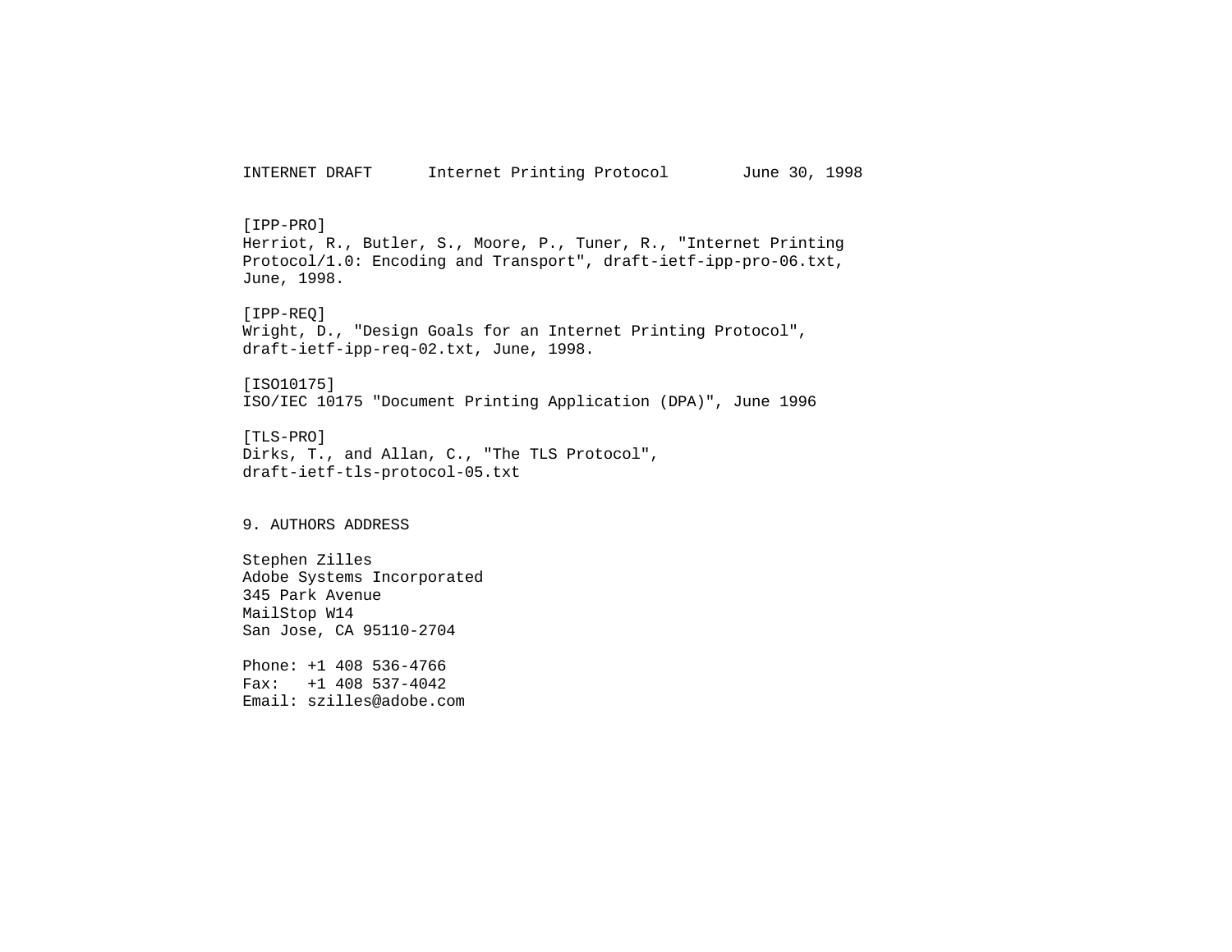[IPP-PRO]
Herriot, R., Butler, S., Moore, P., Tuner, R., "Internet Printing Protocol/1.0: Encoding and Transport", draft-ietf-ipp-pro-06.txt, June, 1998.

[IPP-REQ]
Wright, D., "Design Goals for an Internet Printing Protocol", draft-ietf-ipp-req-02.txt, June, 1998.

[ISO10175]
ISO/IEC 10175 "Document Printing Application (DPA)", June 1996

[TLS-PRO]
Dirks, T., and Allan, C., "The TLS Protocol", draft-ietf-tls-protocol-05.txt

## 9. AUTHORS ADDRESS

Stephen Zilles
Adobe Systems Incorporated
345 Park Avenue
MailStop W14
San Jose, CA 95110-2704

Phone: +1 408 536-4766
Fax: +1 408 537-4042
Email: szilles@adobe.com